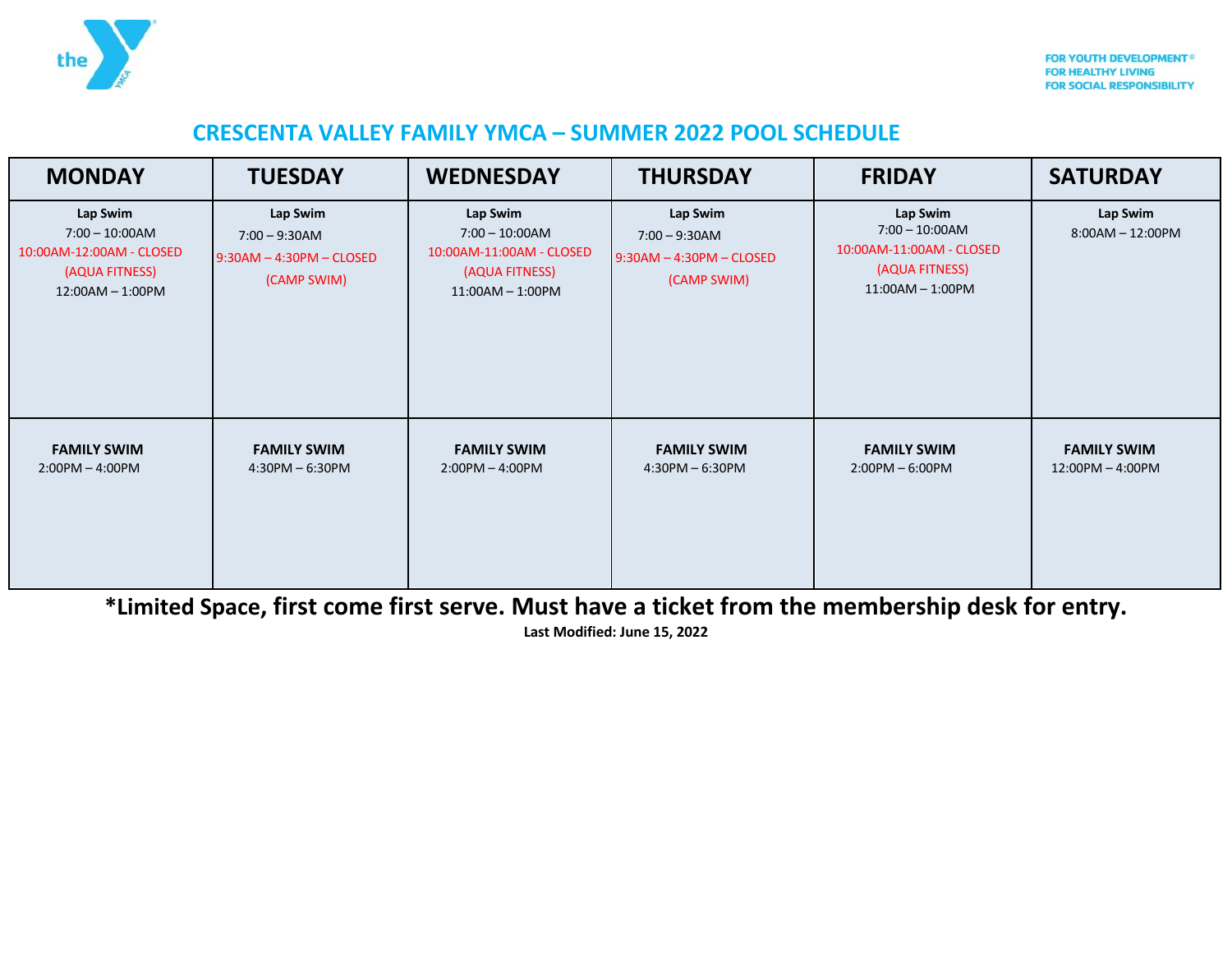FOR YOUTH DEVELOPMENT®
FOR HEALTHY LIVING
FOR SOCIAL RESPONSIBILITY

# CRESCENTA VALLEY FAMILY YMCA – SUMMER 2022 POOL SCHEDULE

| MONDAY | TUESDAY | WEDNESDAY | THURSDAY | FRIDAY | SATURDAY |
|---|---|---|---|---|---|
| **Lap Swim**<br>7:00 – 10:00AM<br>10:00AM-12:00AM - CLOSED<br>(AQUA FITNESS)<br>12:00AM – 1:00PM | **Lap Swim**<br>7:00 – 9:30AM<br>9:30AM – 4:30PM – CLOSED<br>(CAMP SWIM) | **Lap Swim**<br>7:00 – 10:00AM<br>10:00AM-11:00AM - CLOSED<br>(AQUA FITNESS)<br>11:00AM – 1:00PM | **Lap Swim**<br>7:00 – 9:30AM<br>9:30AM – 4:30PM – CLOSED<br>(CAMP SWIM) | **Lap Swim**<br>7:00 – 10:00AM<br>10:00AM-11:00AM - CLOSED<br>(AQUA FITNESS)<br>11:00AM – 1:00PM | **Lap Swim**<br>8:00AM – 12:00PM |
| **FAMILY SWIM**<br>2:00PM – 4:00PM | **FAMILY SWIM**<br>4:30PM – 6:30PM | **FAMILY SWIM**<br>2:00PM – 4:00PM | **FAMILY SWIM**<br>4:30PM – 6:30PM | **FAMILY SWIM**<br>2:00PM – 6:00PM | **FAMILY SWIM**<br>12:00PM – 4:00PM |

**\*Limited Space, first come first serve. Must have a ticket from the membership desk for entry.**

**Last Modified: June 15, 2022**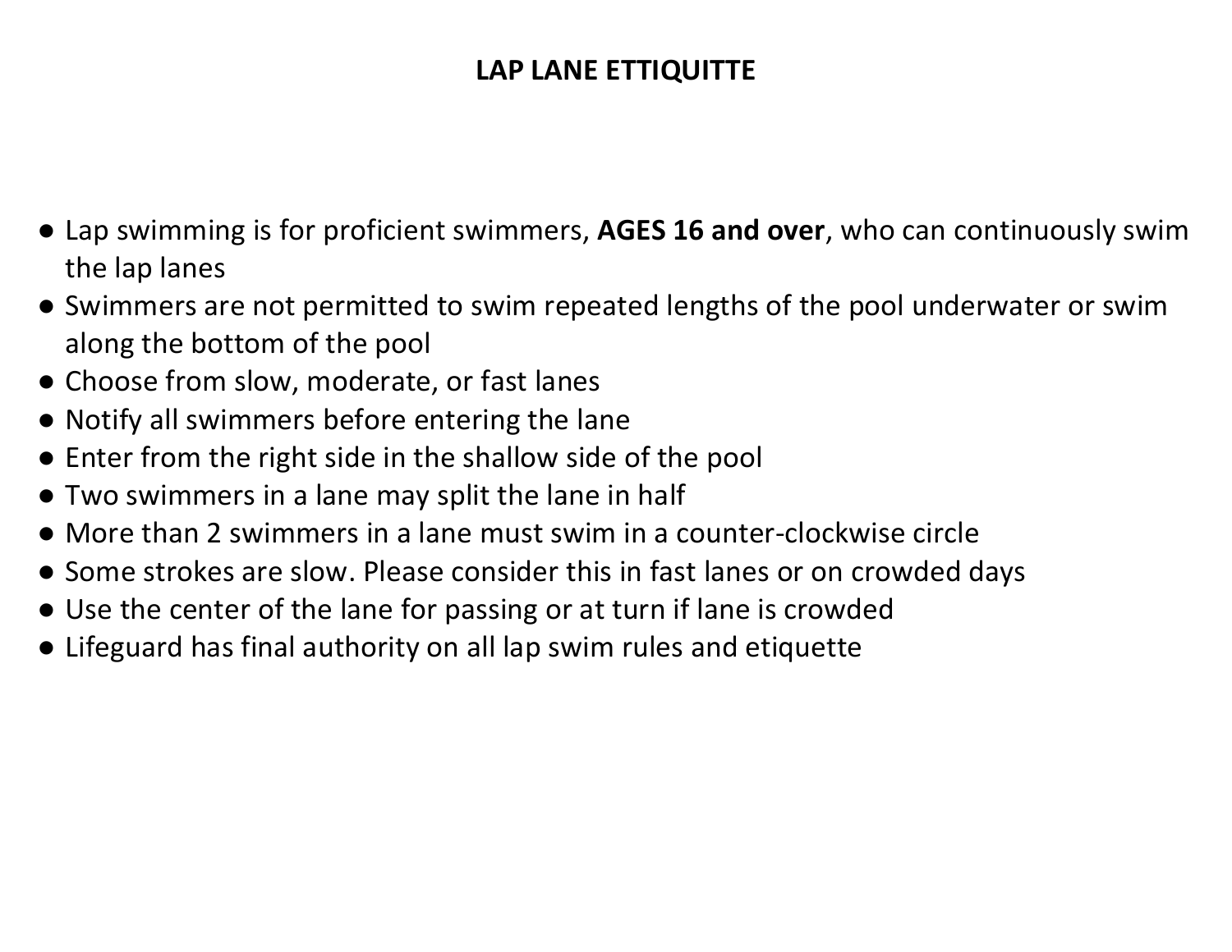# LAP LANE ETTIQUITTE

- Lap swimming is for proficient swimmers, **AGES 16 and over**, who can continuously swim the lap lanes
- Swimmers are not permitted to swim repeated lengths of the pool underwater or swim along the bottom of the pool
- Choose from slow, moderate, or fast lanes
- Notify all swimmers before entering the lane
- Enter from the right side in the shallow side of the pool
- Two swimmers in a lane may split the lane in half
- More than 2 swimmers in a lane must swim in a counter-clockwise circle
- Some strokes are slow. Please consider this in fast lanes or on crowded days
- Use the center of the lane for passing or at turn if lane is crowded
- Lifeguard has final authority on all lap swim rules and etiquette